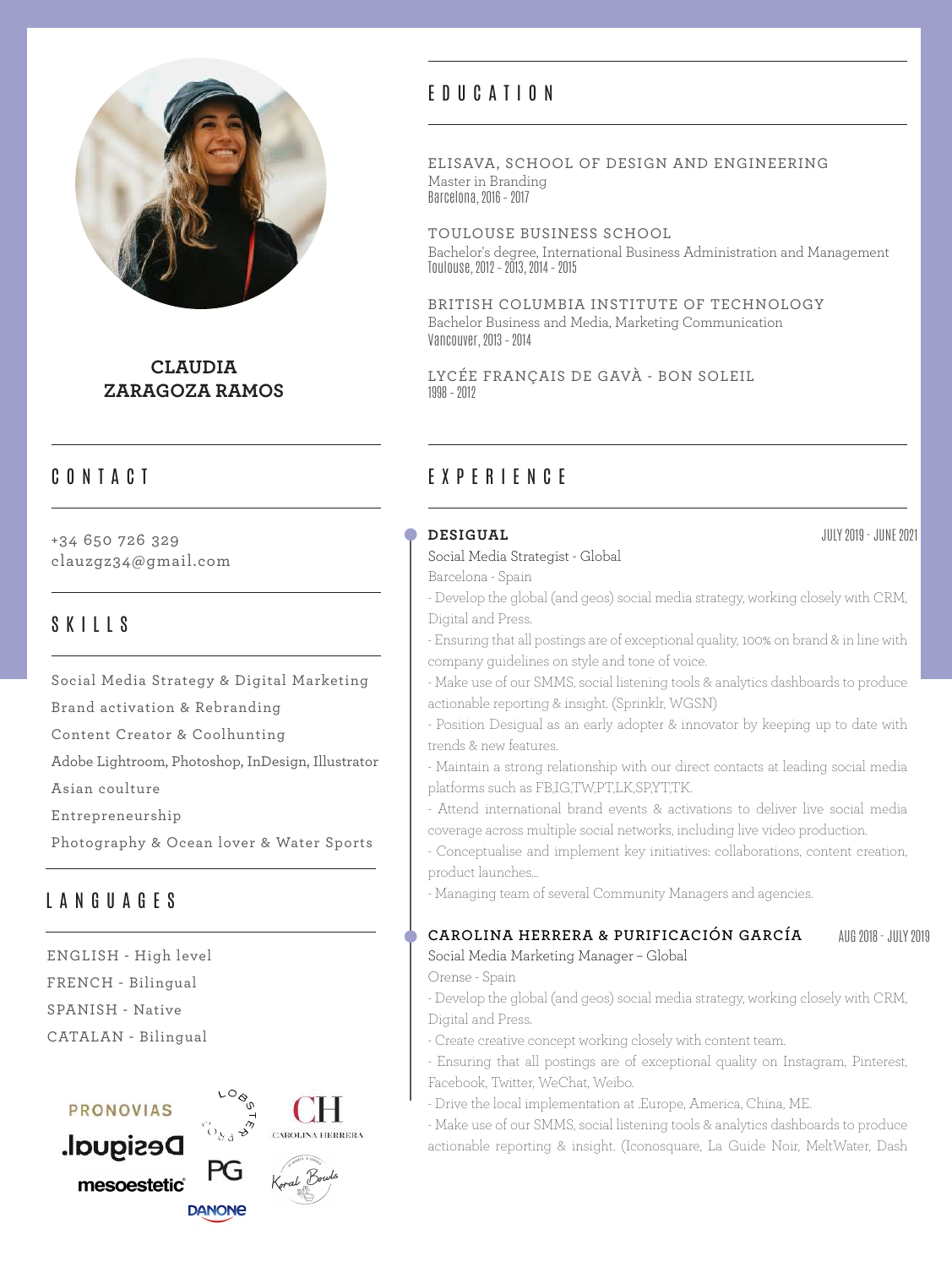# CLAUDIA ZARAGOZA RAMOS

## CONTACT

+34 650 726 329
clauzgz34@gmail.com

## SKILLS

- Social Media Strategy & Digital Marketing
- Brand activation & Rebranding
- Content Creator & Coolhunting
- Adobe Lightroom, Photoshop, InDesign, Illustrator
- Asian coulture
- Entrepreneurship
- Photography & Ocean lover & Water Sports

## LANGUAGES

- ENGLISH - High level
- FRENCH - Bilingual
- SPANISH - Native
- CATALAN - Bilingual

## EDUCATION

**ELISAVA, SCHOOL OF DESIGN AND ENGINEERING**
Master in Branding
Barcelona, 2016 - 2017

**TOULOUSE BUSINESS SCHOOL**
Bachelor's degree, International Business Administration and Management
Toulouse, 2012 - 2013, 2014 - 2015

**BRITISH COLUMBIA INSTITUTE OF TECHNOLOGY**
Bachelor Business and Media, Marketing Communication
Vancouver, 2013 - 2014

**LYCÉE FRANÇAIS DE GAVÀ - BON SOLEIL**
1998 - 2012

## EXPERIENCE

### DESIGUAL — JULY 2019 - JUNE 2021

Social Media Strategist - Global
Barcelona - Spain

- Develop the global (and geos) social media strategy, working closely with CRM, Digital and Press.
- Ensuring that all postings are of exceptional quality, 100% on brand & in line with company guidelines on style and tone of voice.
- Make use of our SMMS, social listening tools & analytics dashboards to produce actionable reporting & insight. (Sprinklr, WGSN)
- Position Desigual as an early adopter & innovator by keeping up to date with trends & new features.
- Maintain a strong relationship with our direct contacts at leading social media platforms such as FB,IG,TW,PT,LK,SP,YT,TK.
- Attend international brand events & activations to deliver live social media coverage across multiple social networks, including live video production.
- Conceptualise and implement key initiatives: collaborations, content creation, product launches...
- Managing team of several Community Managers and agencies.

### CAROLINA HERRERA & PURIFICACIÓN GARCÍA — AUG 2018 - JULY 2019

Social Media Marketing Manager – Global
Orense - Spain

- Develop the global (and geos) social media strategy, working closely with CRM, Digital and Press.
- Create creative concept working closely with content team.
- Ensuring that all postings are of exceptional quality on Instagram, Pinterest, Facebook, Twitter, WeChat, Weibo.
- Drive the local implementation at .Europe, America, China, ME.
- Make use of our SMMS, social listening tools & analytics dashboards to produce actionable reporting & insight. (Iconosquare, La Guide Noir, MeltWater, Dash

PRONOVIAS · Desigual. · mesoestetic · LOBSTER PRO · PG · DANONE · CH CAROLINA HERRERA · Koral Bowls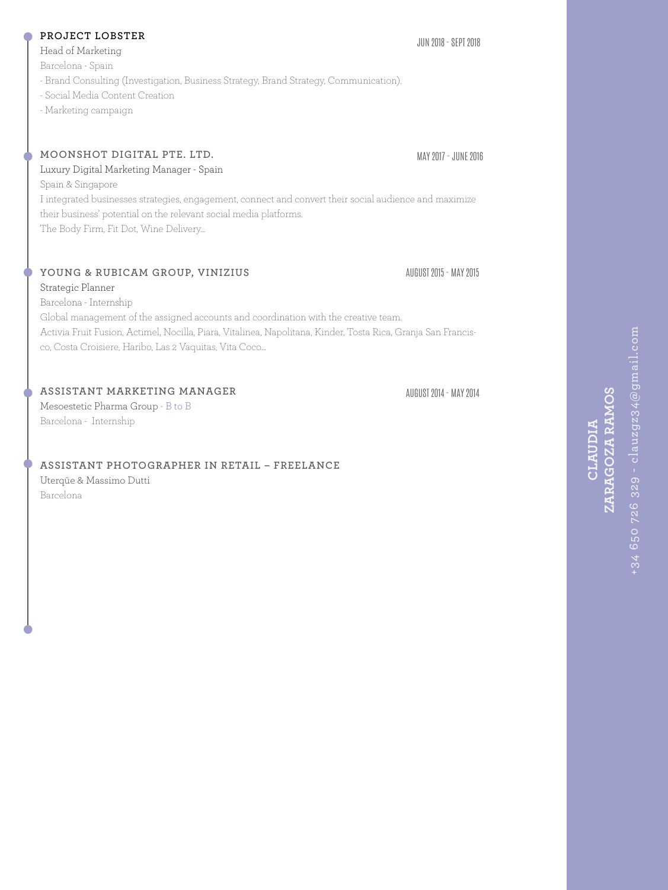### PROJECT LOBSTER

JUN 2018 - SEPT 2018

Head of Marketing

Barcelona - Spain

- Brand Consulting (Investigation, Business Strategy, Brand Strategy, Communication).
- Social Media Content Creation
- Marketing campaign

### MOONSHOT DIGITAL PTE. LTD.

MAY 2017 - JUNE 2016

Luxury Digital Marketing Manager - Spain

Spain & Singapore

I integrated businesses strategies, engagement, connect and convert their social audience and maximize their business' potential on the relevant social media platforms.

The Body Firm, Fit Dot, Wine Delivery...

### YOUNG & RUBICAM GROUP, VINIZIUS

AUGUST 2015 - MAY 2015

Strategic Planner

Barcelona - Internship

Global management of the assigned accounts and coordination with the creative team.

Activia Fruit Fusion, Actimel, Nocilla, Piara, Vitalinea, Napolitana, Kinder, Tosta Rica, Granja San Francisco, Costa Croisiere, Haribo, Las 2 Vaquitas, Vita Coco...

### ASSISTANT MARKETING MANAGER

AUGUST 2014 - MAY 2014

Mesoestetic Pharma Group - B to B

Barcelona - Internship

### ASSISTANT PHOTOGRAPHER IN RETAIL – FREELANCE

Uterqüe & Massimo Dutti

Barcelona

**CLAUDIA ZARAGOZA RAMOS**

+34 650 726 329 - clauzgz34@gmail.com